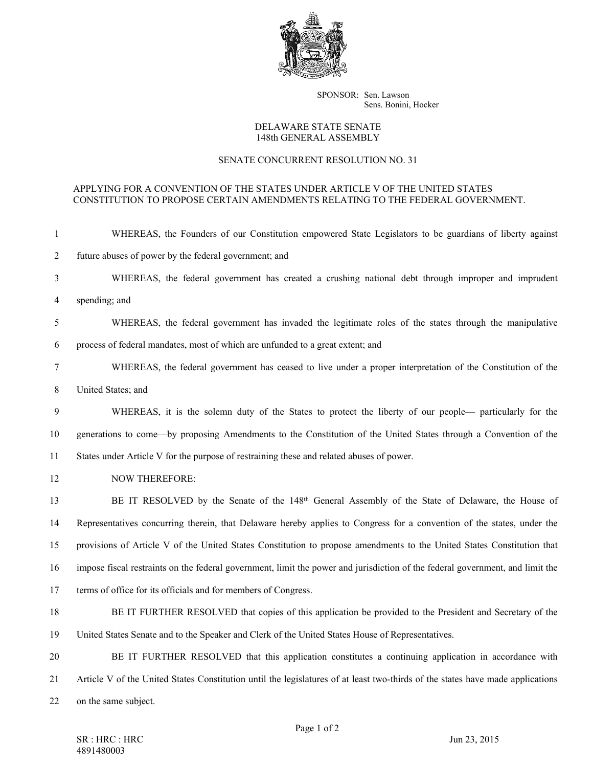SPONSOR: Sen. Lawson
Sens. Bonini, Hocker

DELAWARE STATE SENATE
148th GENERAL ASSEMBLY

SENATE CONCURRENT RESOLUTION NO. 31

APPLYING FOR A CONVENTION OF THE STATES UNDER ARTICLE V OF THE UNITED STATES CONSTITUTION TO PROPOSE CERTAIN AMENDMENTS RELATING TO THE FEDERAL GOVERNMENT.

1 WHEREAS, the Founders of our Constitution empowered State Legislators to be guardians of liberty against
2 future abuses of power by the federal government; and
3 WHEREAS, the federal government has created a crushing national debt through improper and imprudent
4 spending; and
5 WHEREAS, the federal government has invaded the legitimate roles of the states through the manipulative
6 process of federal mandates, most of which are unfunded to a great extent; and
7 WHEREAS, the federal government has ceased to live under a proper interpretation of the Constitution of the
8 United States; and
9 WHEREAS, it is the solemn duty of the States to protect the liberty of our people— particularly for the
10 generations to come—by proposing Amendments to the Constitution of the United States through a Convention of the
11 States under Article V for the purpose of restraining these and related abuses of power.
12 NOW THEREFORE:
13 BE IT RESOLVED by the Senate of the 148th General Assembly of the State of Delaware, the House of
14 Representatives concurring therein, that Delaware hereby applies to Congress for a convention of the states, under the
15 provisions of Article V of the United States Constitution to propose amendments to the United States Constitution that
16 impose fiscal restraints on the federal government, limit the power and jurisdiction of the federal government, and limit the
17 terms of office for its officials and for members of Congress.
18 BE IT FURTHER RESOLVED that copies of this application be provided to the President and Secretary of the
19 United States Senate and to the Speaker and Clerk of the United States House of Representatives.
20 BE IT FURTHER RESOLVED that this application constitutes a continuing application in accordance with
21 Article V of the United States Constitution until the legislatures of at least two-thirds of the states have made applications
22 on the same subject.

SR : HRC : HRC
4891480003

Jun 23, 2015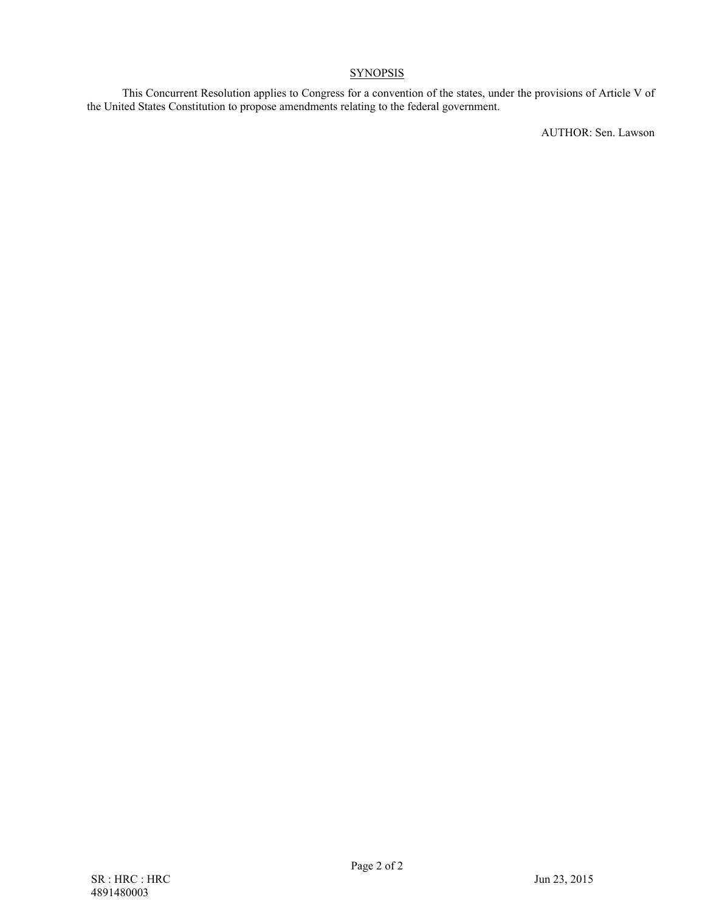## SYNOPSIS

This Concurrent Resolution applies to Congress for a convention of the states, under the provisions of Article V of the United States Constitution to propose amendments relating to the federal government.

AUTHOR: Sen. Lawson

SR : HRC : HRC
4891480003

Jun 23, 2015